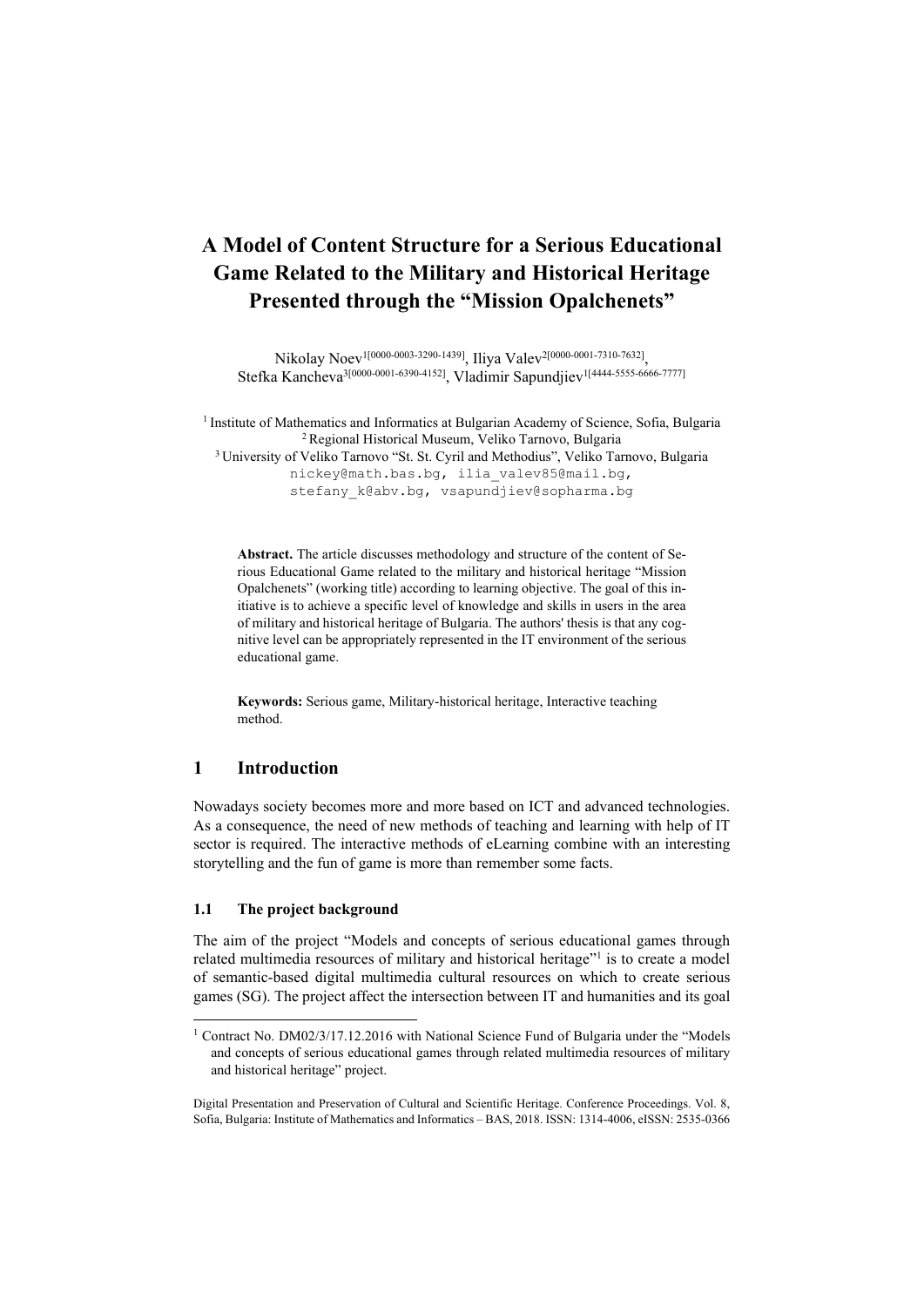# A Model of Content Structure for a Serious Educational Game Related to the Military and Historical Heritage Presented through the "Mission Opalchenets"

Nikolay Noev[1[0000-0003-3290-1439]], Iliya Valev[2[0000-0001-7310-7632]], Stefka Kancheva[3[0000-0001-6390-4152]], Vladimir Sapundjiev[1[4444-5555-6666-7777]]

[1] Institute of Mathematics and Informatics at Bulgarian Academy of Science, Sofia, Bulgaria
[2] Regional Historical Museum, Veliko Tarnovo, Bulgaria
[3] University of Veliko Tarnovo "St. St. Cyril and Methodius", Veliko Tarnovo, Bulgaria
nickey@math.bas.bg, ilia_valev85@mail.bg, stefany_k@abv.bg, vsapundjiev@sopharma.bg

**Abstract.** The article discusses methodology and structure of the content of Serious Educational Game related to the military and historical heritage "Mission Opalchenets" (working title) according to learning objective. The goal of this initiative is to achieve a specific level of knowledge and skills in users in the area of military and historical heritage of Bulgaria. The authors' thesis is that any cognitive level can be appropriately represented in the IT environment of the serious educational game.

**Keywords:** Serious game, Military-historical heritage, Interactive teaching method.

## 1 Introduction

Nowadays society becomes more and more based on ICT and advanced technologies. As a consequence, the need of new methods of teaching and learning with help of IT sector is required. The interactive methods of eLearning combine with an interesting storytelling and the fun of game is more than remember some facts.

### 1.1 The project background

The aim of the project "Models and concepts of serious educational games through related multimedia resources of military and historical heritage"[1] is to create a model of semantic-based digital multimedia cultural resources on which to create serious games (SG). The project affect the intersection between IT and humanities and its goal

[1] Contract No. DM02/3/17.12.2016 with National Science Fund of Bulgaria under the "Models and concepts of serious educational games through related multimedia resources of military and historical heritage" project.

Digital Presentation and Preservation of Cultural and Scientific Heritage. Conference Proceedings. Vol. 8, Sofia, Bulgaria: Institute of Mathematics and Informatics – BAS, 2018. ISSN: 1314-4006, eISSN: 2535-0366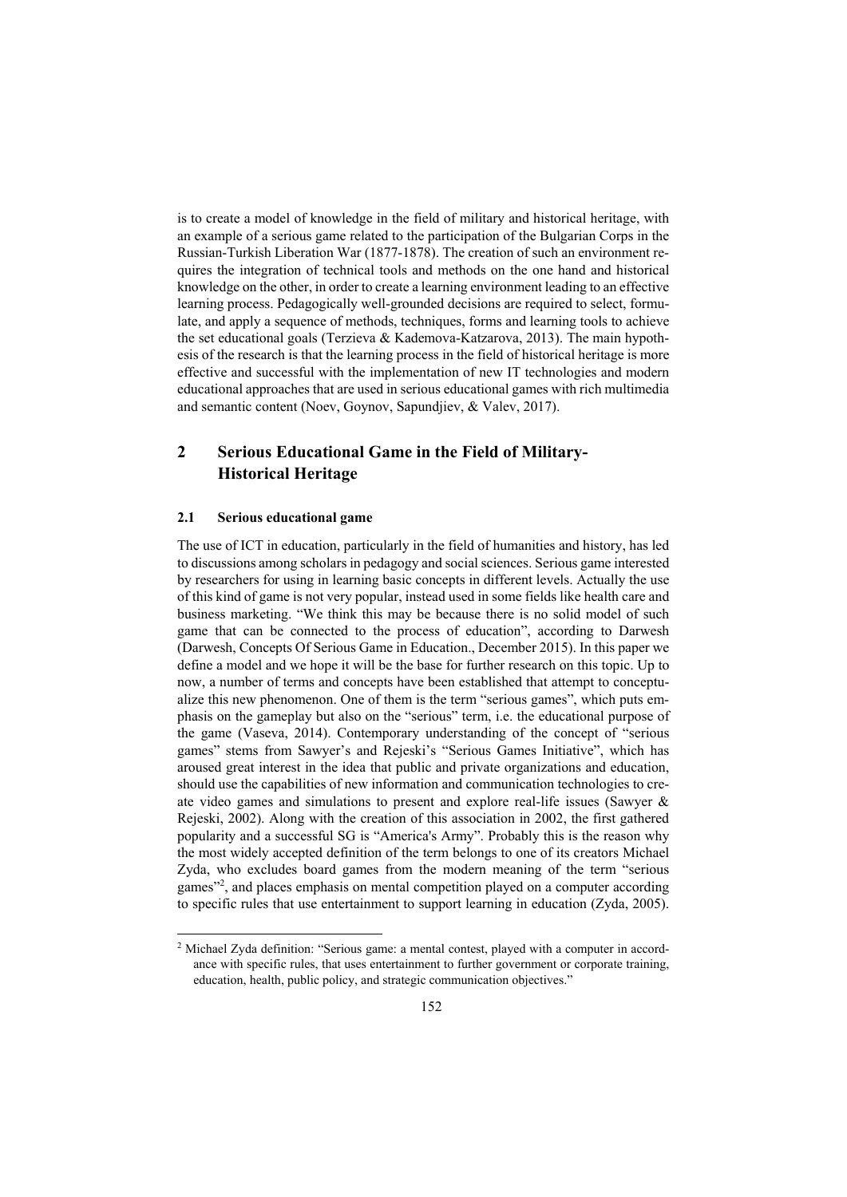is to create a model of knowledge in the field of military and historical heritage, with an example of a serious game related to the participation of the Bulgarian Corps in the Russian-Turkish Liberation War (1877-1878). The creation of such an environment requires the integration of technical tools and methods on the one hand and historical knowledge on the other, in order to create a learning environment leading to an effective learning process. Pedagogically well-grounded decisions are required to select, formulate, and apply a sequence of methods, techniques, forms and learning tools to achieve the set educational goals (Terzieva & Kademova-Katzarova, 2013). The main hypothesis of the research is that the learning process in the field of historical heritage is more effective and successful with the implementation of new IT technologies and modern educational approaches that are used in serious educational games with rich multimedia and semantic content (Noev, Goynov, Sapundjiev, & Valev, 2017).

## 2 Serious Educational Game in the Field of Military-Historical Heritage

### 2.1 Serious educational game

The use of ICT in education, particularly in the field of humanities and history, has led to discussions among scholars in pedagogy and social sciences. Serious game interested by researchers for using in learning basic concepts in different levels. Actually the use of this kind of game is not very popular, instead used in some fields like health care and business marketing. "We think this may be because there is no solid model of such game that can be connected to the process of education", according to Darwesh (Darwesh, Concepts Of Serious Game in Education., December 2015). In this paper we define a model and we hope it will be the base for further research on this topic. Up to now, a number of terms and concepts have been established that attempt to conceptualize this new phenomenon. One of them is the term "serious games", which puts emphasis on the gameplay but also on the "serious" term, i.e. the educational purpose of the game (Vaseva, 2014). Contemporary understanding of the concept of "serious games" stems from Sawyer's and Rejeski's "Serious Games Initiative", which has aroused great interest in the idea that public and private organizations and education, should use the capabilities of new information and communication technologies to create video games and simulations to present and explore real-life issues (Sawyer & Rejeski, 2002). Along with the creation of this association in 2002, the first gathered popularity and a successful SG is "America's Army". Probably this is the reason why the most widely accepted definition of the term belongs to one of its creators Michael Zyda, who excludes board games from the modern meaning of the term "serious games"[2], and places emphasis on mental competition played on a computer according to specific rules that use entertainment to support learning in education (Zyda, 2005).

[2] Michael Zyda definition: "Serious game: a mental contest, played with a computer in accordance with specific rules, that uses entertainment to further government or corporate training, education, health, public policy, and strategic communication objectives."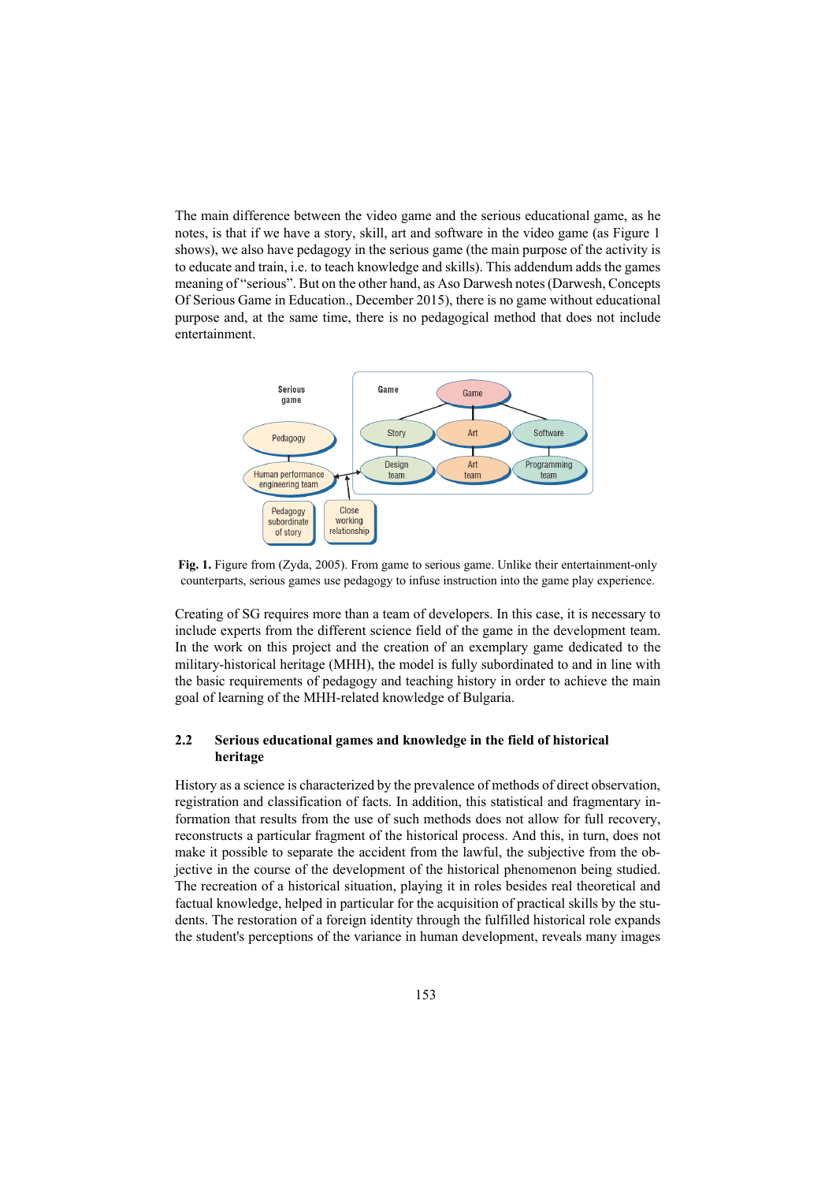The main difference between the video game and the serious educational game, as he notes, is that if we have a story, skill, art and software in the video game (as Figure 1 shows), we also have pedagogy in the serious game (the main purpose of the activity is to educate and train, i.e. to teach knowledge and skills). This addendum adds the games meaning of "serious". But on the other hand, as Aso Darwesh notes (Darwesh, Concepts Of Serious Game in Education., December 2015), there is no game without educational purpose and, at the same time, there is no pedagogical method that does not include entertainment.

**Fig. 1.** Figure from (Zyda, 2005). From game to serious game. Unlike their entertainment-only counterparts, serious games use pedagogy to infuse instruction into the game play experience.

Creating of SG requires more than a team of developers. In this case, it is necessary to include experts from the different science field of the game in the development team. In the work on this project and the creation of an exemplary game dedicated to the military-historical heritage (MHH), the model is fully subordinated to and in line with the basic requirements of pedagogy and teaching history in order to achieve the main goal of learning of the MHH-related knowledge of Bulgaria.

### 2.2 Serious educational games and knowledge in the field of historical heritage

History as a science is characterized by the prevalence of methods of direct observation, registration and classification of facts. In addition, this statistical and fragmentary information that results from the use of such methods does not allow for full recovery, reconstructs a particular fragment of the historical process. And this, in turn, does not make it possible to separate the accident from the lawful, the subjective from the objective in the course of the development of the historical phenomenon being studied. The recreation of a historical situation, playing it in roles besides real theoretical and factual knowledge, helped in particular for the acquisition of practical skills by the students. The restoration of a foreign identity through the fulfilled historical role expands the student's perceptions of the variance in human development, reveals many images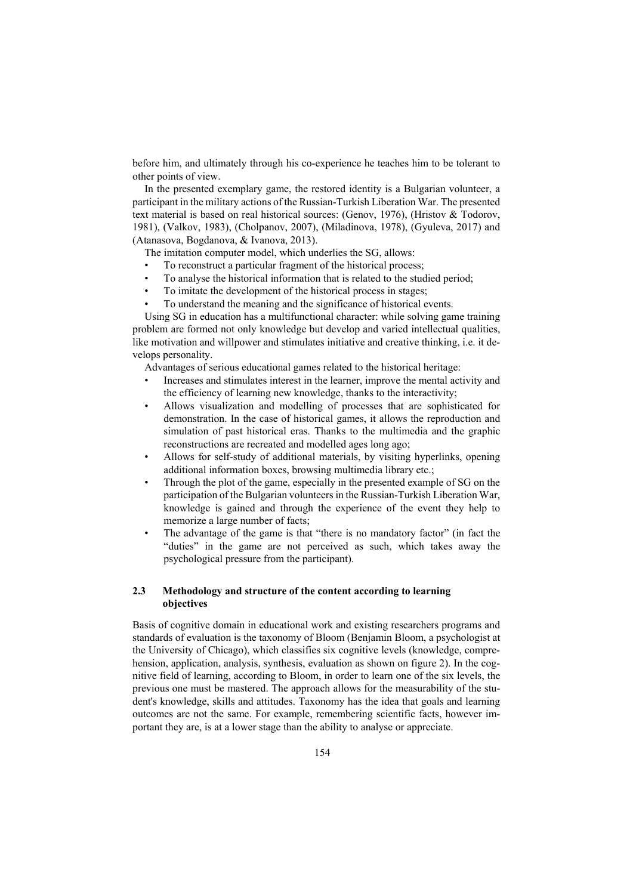before him, and ultimately through his co-experience he teaches him to be tolerant to other points of view.

In the presented exemplary game, the restored identity is a Bulgarian volunteer, a participant in the military actions of the Russian-Turkish Liberation War. The presented text material is based on real historical sources: (Genov, 1976), (Hristov & Todorov, 1981), (Valkov, 1983), (Cholpanov, 2007), (Miladinova, 1978), (Gyuleva, 2017) and (Atanasova, Bogdanova, & Ivanova, 2013).

The imitation computer model, which underlies the SG, allows:

- To reconstruct a particular fragment of the historical process;
- To analyse the historical information that is related to the studied period;
- To imitate the development of the historical process in stages;
- To understand the meaning and the significance of historical events.

Using SG in education has a multifunctional character: while solving game training problem are formed not only knowledge but develop and varied intellectual qualities, like motivation and willpower and stimulates initiative and creative thinking, i.e. it develops personality.

Advantages of serious educational games related to the historical heritage:

- Increases and stimulates interest in the learner, improve the mental activity and the efficiency of learning new knowledge, thanks to the interactivity;
- Allows visualization and modelling of processes that are sophisticated for demonstration. In the case of historical games, it allows the reproduction and simulation of past historical eras. Thanks to the multimedia and the graphic reconstructions are recreated and modelled ages long ago;
- Allows for self-study of additional materials, by visiting hyperlinks, opening additional information boxes, browsing multimedia library etc.;
- Through the plot of the game, especially in the presented example of SG on the participation of the Bulgarian volunteers in the Russian-Turkish Liberation War, knowledge is gained and through the experience of the event they help to memorize a large number of facts;
- The advantage of the game is that "there is no mandatory factor" (in fact the "duties" in the game are not perceived as such, which takes away the psychological pressure from the participant).

### 2.3 Methodology and structure of the content according to learning objectives

Basis of cognitive domain in educational work and existing researchers programs and standards of evaluation is the taxonomy of Bloom (Benjamin Bloom, a psychologist at the University of Chicago), which classifies six cognitive levels (knowledge, comprehension, application, analysis, synthesis, evaluation as shown on figure 2). In the cognitive field of learning, according to Bloom, in order to learn one of the six levels, the previous one must be mastered. The approach allows for the measurability of the student's knowledge, skills and attitudes. Taxonomy has the idea that goals and learning outcomes are not the same. For example, remembering scientific facts, however important they are, is at a lower stage than the ability to analyse or appreciate.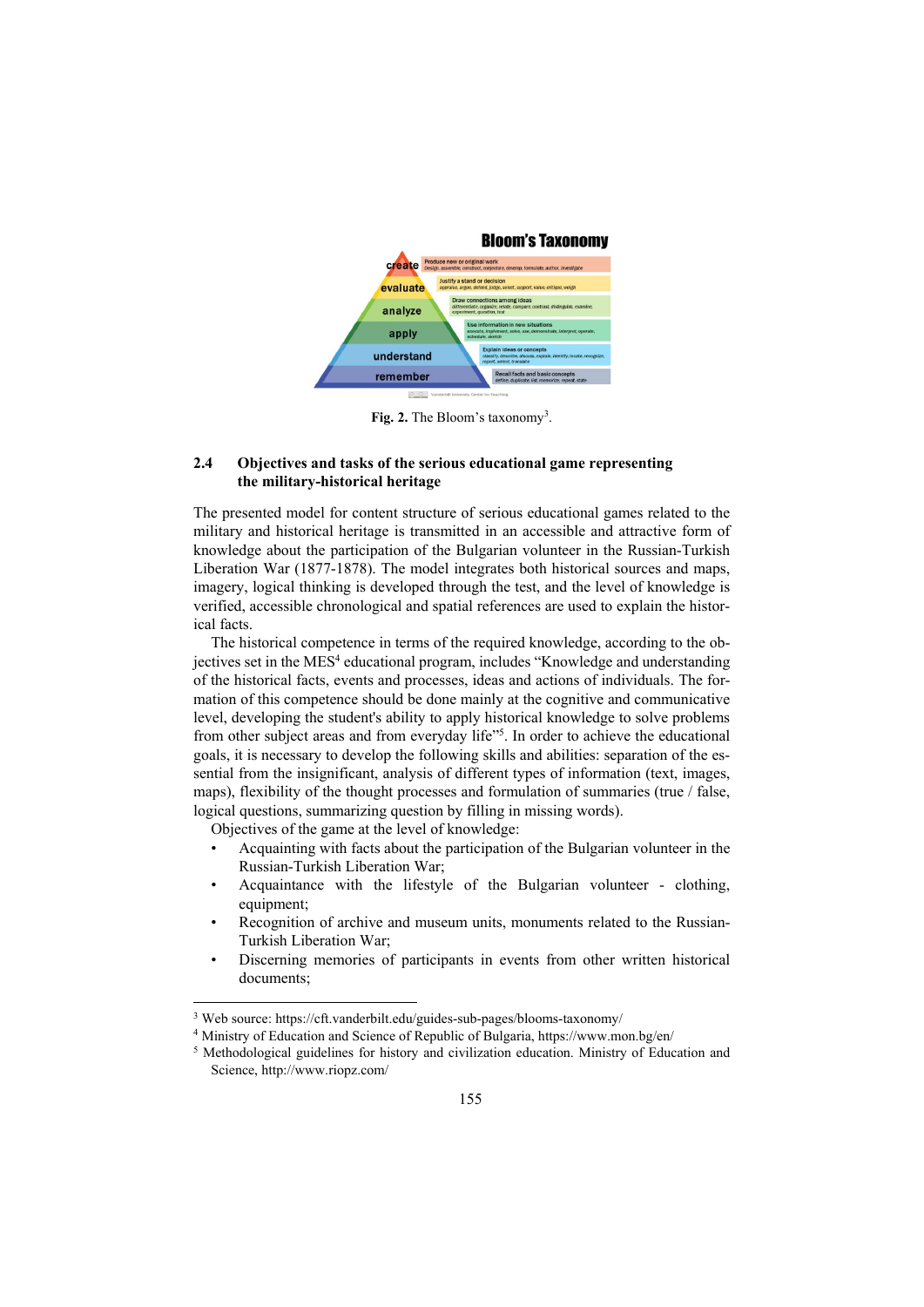Fig. 2. The Bloom's taxonomy[3].

### 2.4 Objectives and tasks of the serious educational game representing the military-historical heritage

The presented model for content structure of serious educational games related to the military and historical heritage is transmitted in an accessible and attractive form of knowledge about the participation of the Bulgarian volunteer in the Russian-Turkish Liberation War (1877-1878). The model integrates both historical sources and maps, imagery, logical thinking is developed through the test, and the level of knowledge is verified, accessible chronological and spatial references are used to explain the historical facts.

The historical competence in terms of the required knowledge, according to the objectives set in the MES[4] educational program, includes "Knowledge and understanding of the historical facts, events and processes, ideas and actions of individuals. The formation of this competence should be done mainly at the cognitive and communicative level, developing the student's ability to apply historical knowledge to solve problems from other subject areas and from everyday life"[5]. In order to achieve the educational goals, it is necessary to develop the following skills and abilities: separation of the essential from the insignificant, analysis of different types of information (text, images, maps), flexibility of the thought processes and formulation of summaries (true / false, logical questions, summarizing question by filling in missing words).

Objectives of the game at the level of knowledge:

- Acquainting with facts about the participation of the Bulgarian volunteer in the Russian-Turkish Liberation War;
- Acquaintance with the lifestyle of the Bulgarian volunteer - clothing, equipment;
- Recognition of archive and museum units, monuments related to the Russian-Turkish Liberation War;
- Discerning memories of participants in events from other written historical documents;

---

[3] Web source: https://cft.vanderbilt.edu/guides-sub-pages/blooms-taxonomy/

[4] Ministry of Education and Science of Republic of Bulgaria, https://www.mon.bg/en/

[5] Methodological guidelines for history and civilization education. Ministry of Education and Science, http://www.riopz.com/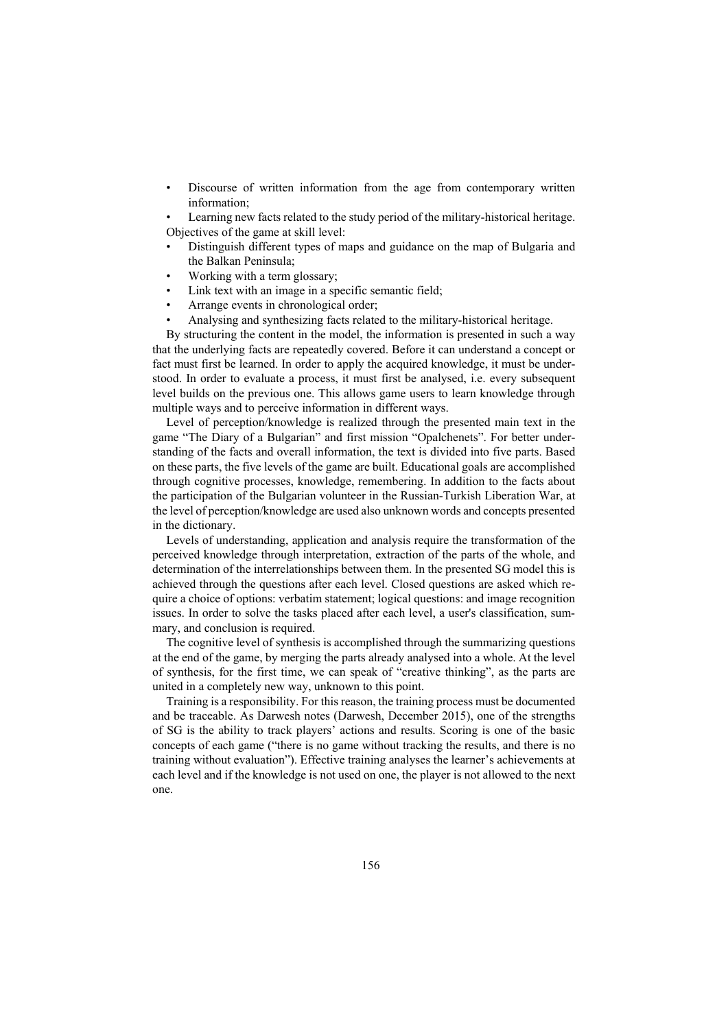- Discourse of written information from the age from contemporary written information;
- Learning new facts related to the study period of the military-historical heritage.

Objectives of the game at skill level:

- Distinguish different types of maps and guidance on the map of Bulgaria and the Balkan Peninsula;
- Working with a term glossary;
- Link text with an image in a specific semantic field;
- Arrange events in chronological order;
- Analysing and synthesizing facts related to the military-historical heritage.

By structuring the content in the model, the information is presented in such a way that the underlying facts are repeatedly covered. Before it can understand a concept or fact must first be learned. In order to apply the acquired knowledge, it must be understood. In order to evaluate a process, it must first be analysed, i.e. every subsequent level builds on the previous one. This allows game users to learn knowledge through multiple ways and to perceive information in different ways.

Level of perception/knowledge is realized through the presented main text in the game "The Diary of a Bulgarian" and first mission "Opalchenets". For better understanding of the facts and overall information, the text is divided into five parts. Based on these parts, the five levels of the game are built. Educational goals are accomplished through cognitive processes, knowledge, remembering. In addition to the facts about the participation of the Bulgarian volunteer in the Russian-Turkish Liberation War, at the level of perception/knowledge are used also unknown words and concepts presented in the dictionary.

Levels of understanding, application and analysis require the transformation of the perceived knowledge through interpretation, extraction of the parts of the whole, and determination of the interrelationships between them. In the presented SG model this is achieved through the questions after each level. Closed questions are asked which require a choice of options: verbatim statement; logical questions: and image recognition issues. In order to solve the tasks placed after each level, a user's classification, summary, and conclusion is required.

The cognitive level of synthesis is accomplished through the summarizing questions at the end of the game, by merging the parts already analysed into a whole. At the level of synthesis, for the first time, we can speak of "creative thinking", as the parts are united in a completely new way, unknown to this point.

Training is a responsibility. For this reason, the training process must be documented and be traceable. As Darwesh notes (Darwesh, December 2015), one of the strengths of SG is the ability to track players' actions and results. Scoring is one of the basic concepts of each game ("there is no game without tracking the results, and there is no training without evaluation"). Effective training analyses the learner's achievements at each level and if the knowledge is not used on one, the player is not allowed to the next one.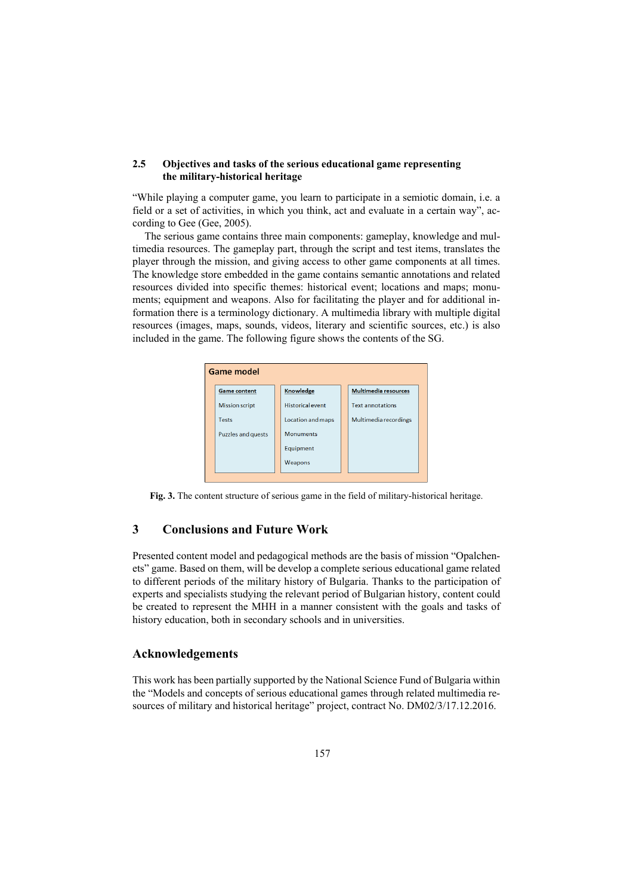### 2.5 Objectives and tasks of the serious educational game representing the military-historical heritage

"While playing a computer game, you learn to participate in a semiotic domain, i.e. a field or a set of activities, in which you think, act and evaluate in a certain way", according to Gee (Gee, 2005).

The serious game contains three main components: gameplay, knowledge and multimedia resources. The gameplay part, through the script and test items, translates the player through the mission, and giving access to other game components at all times. The knowledge store embedded in the game contains semantic annotations and related resources divided into specific themes: historical event; locations and maps; monuments; equipment and weapons. Also for facilitating the player and for additional information there is a terminology dictionary. A multimedia library with multiple digital resources (images, maps, sounds, videos, literary and scientific sources, etc.) is also included in the game. The following figure shows the contents of the SG.

**Game model**

| Game content | Knowledge | Multimedia resources |
|---|---|---|
| Mission script | Historical event | Text annotations |
| Tests | Location and maps | Multimedia recordings |
| Puzzles and quests | Monuments | |
| | Equipment | |
| | Weapons | |

**Fig. 3.** The content structure of serious game in the field of military-historical heritage.

## 3 Conclusions and Future Work

Presented content model and pedagogical methods are the basis of mission "Opalchenets" game. Based on them, will be develop a complete serious educational game related to different periods of the military history of Bulgaria. Thanks to the participation of experts and specialists studying the relevant period of Bulgarian history, content could be created to represent the MHH in a manner consistent with the goals and tasks of history education, both in secondary schools and in universities.

## Acknowledgements

This work has been partially supported by the National Science Fund of Bulgaria within the "Models and concepts of serious educational games through related multimedia resources of military and historical heritage" project, contract No. DM02/3/17.12.2016.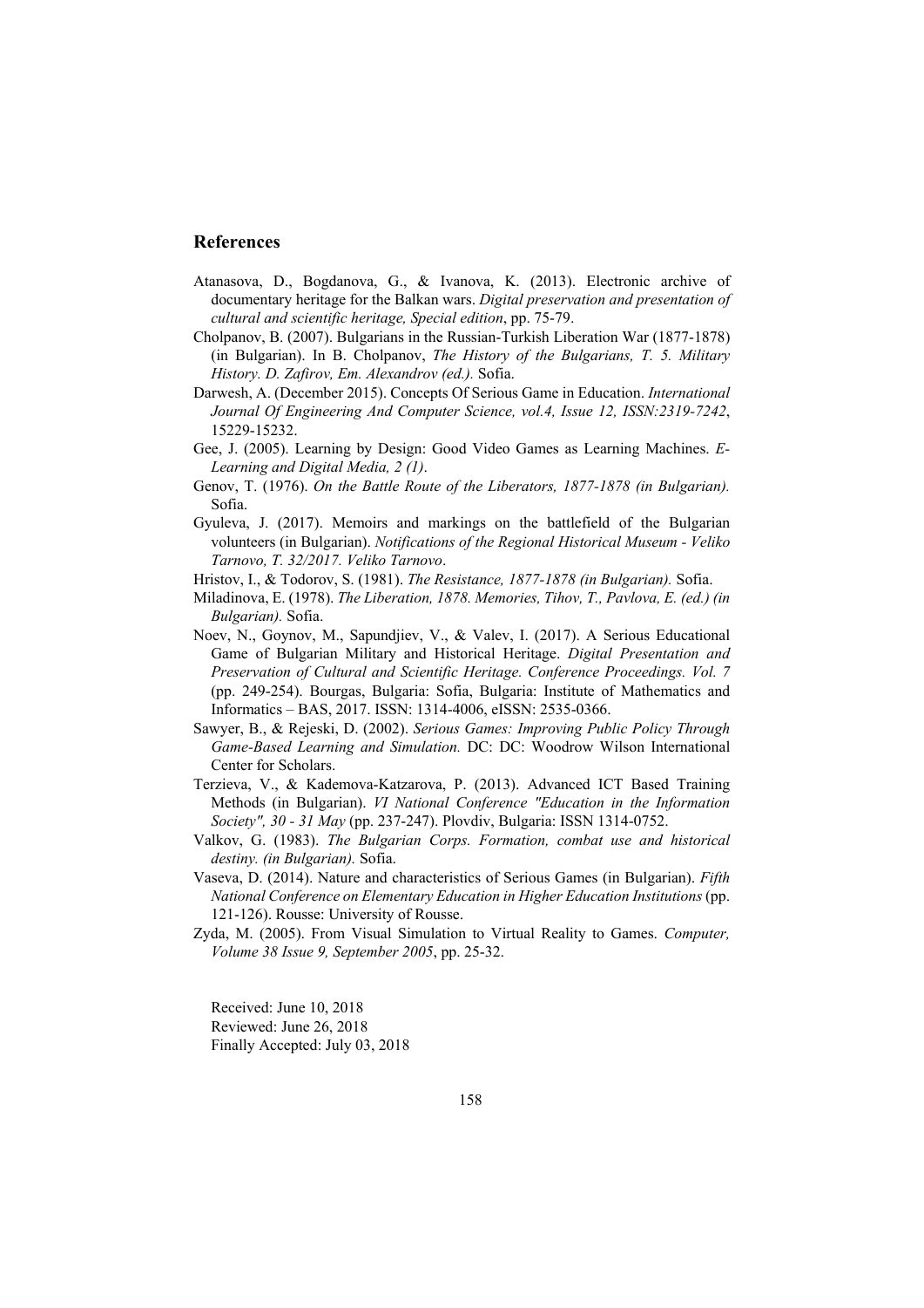## References

Atanasova, D., Bogdanova, G., & Ivanova, K. (2013). Electronic archive of documentary heritage for the Balkan wars. *Digital preservation and presentation of cultural and scientific heritage, Special edition*, pp. 75-79.

Cholpanov, B. (2007). Bulgarians in the Russian-Turkish Liberation War (1877-1878) (in Bulgarian). In B. Cholpanov, *The History of the Bulgarians, T. 5. Military History. D. Zafirov, Em. Alexandrov (ed.).* Sofia.

Darwesh, A. (December 2015). Concepts Of Serious Game in Education. *International Journal Of Engineering And Computer Science, vol.4, Issue 12, ISSN:2319-7242*, 15229-15232.

Gee, J. (2005). Learning by Design: Good Video Games as Learning Machines. *E-Learning and Digital Media, 2 (1)*.

Genov, T. (1976). *On the Battle Route of the Liberators, 1877-1878 (in Bulgarian).* Sofia.

Gyuleva, J. (2017). Memoirs and markings on the battlefield of the Bulgarian volunteers (in Bulgarian). *Notifications of the Regional Historical Museum - Veliko Tarnovo, T. 32/2017. Veliko Tarnovo*.

Hristov, I., & Todorov, S. (1981). *The Resistance, 1877-1878 (in Bulgarian).* Sofia.

Miladinova, E. (1978). *The Liberation, 1878. Memories, Tihov, T., Pavlova, E. (ed.) (in Bulgarian).* Sofia.

Noev, N., Goynov, M., Sapundjiev, V., & Valev, I. (2017). A Serious Educational Game of Bulgarian Military and Historical Heritage. *Digital Presentation and Preservation of Cultural and Scientific Heritage. Conference Proceedings. Vol. 7* (pp. 249-254). Bourgas, Bulgaria: Sofia, Bulgaria: Institute of Mathematics and Informatics – BAS, 2017. ISSN: 1314-4006, eISSN: 2535-0366.

Sawyer, B., & Rejeski, D. (2002). *Serious Games: Improving Public Policy Through Game-Based Learning and Simulation.* DC: DC: Woodrow Wilson International Center for Scholars.

Terzieva, V., & Kademova-Katzarova, P. (2013). Advanced ICT Based Training Methods (in Bulgarian). *VI National Conference "Education in the Information Society", 30 - 31 May* (pp. 237-247). Plovdiv, Bulgaria: ISSN 1314-0752.

Valkov, G. (1983). *The Bulgarian Corps. Formation, combat use and historical destiny. (in Bulgarian).* Sofia.

Vaseva, D. (2014). Nature and characteristics of Serious Games (in Bulgarian). *Fifth National Conference on Elementary Education in Higher Education Institutions* (pp. 121-126). Rousse: University of Rousse.

Zyda, M. (2005). From Visual Simulation to Virtual Reality to Games. *Computer, Volume 38 Issue 9, September 2005*, pp. 25-32.

Received: June 10, 2018
Reviewed: June 26, 2018
Finally Accepted: July 03, 2018